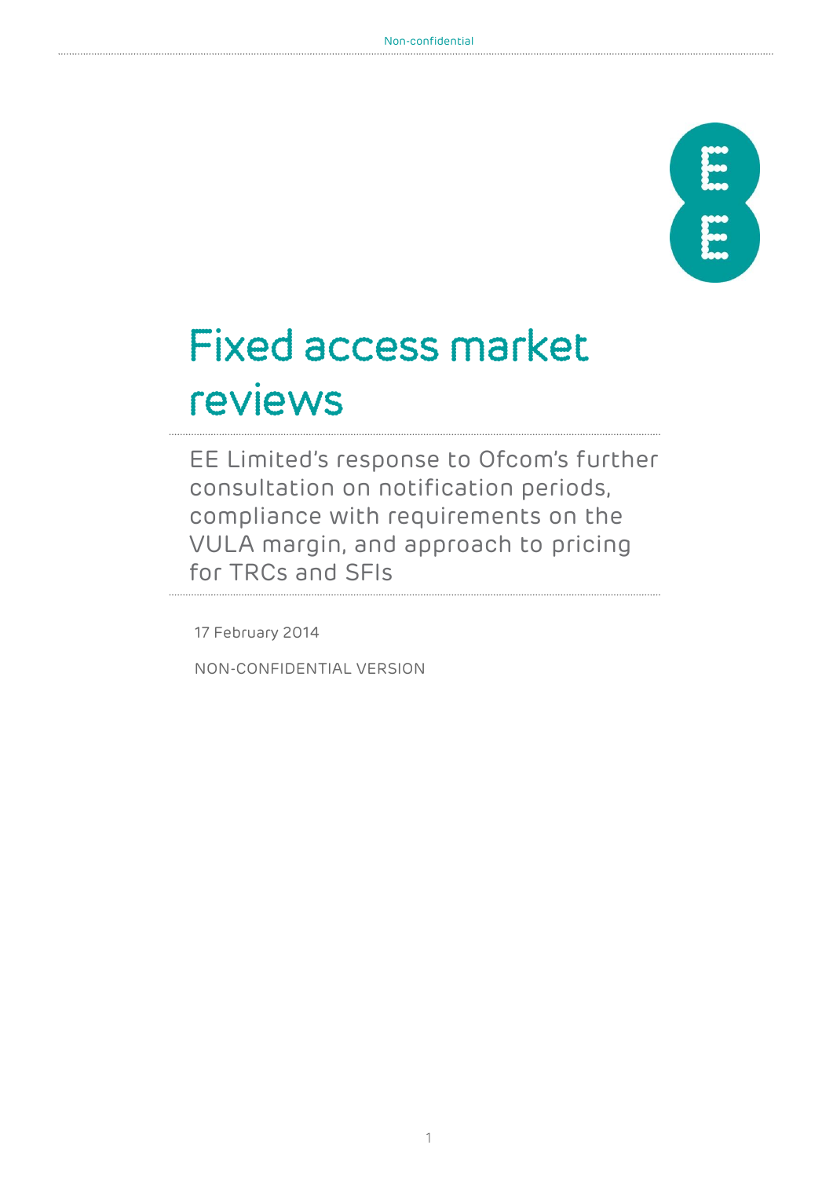# Fixed access market reviews

EE Limited's response to Ofcom's further consultation on notification periods, compliance with requirements on the VULA margin, and approach to pricing for TRCs and SFIs

17 February 2014

NON-CONFIDENTIAL VERSION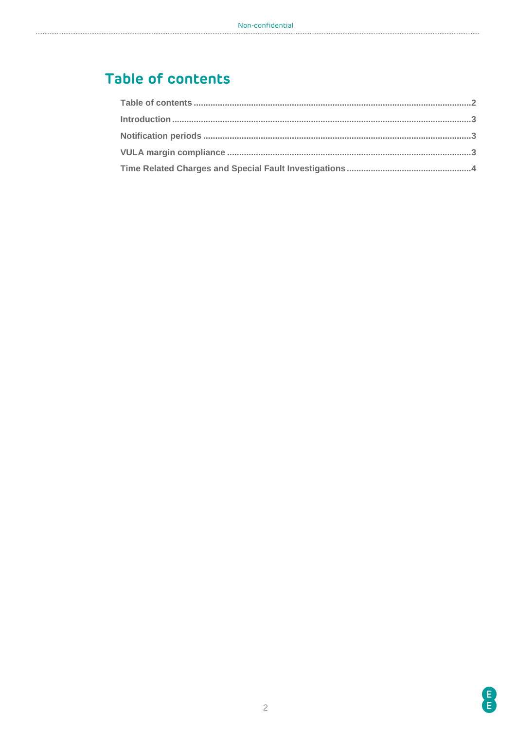# Table of contents

**Table of contents** ........ 2
**Introduction** ........ 3
**Notification periods** ........ 3
**VULA margin compliance** ........ 3
**Time Related Charges and Special Fault Investigations** ........ 4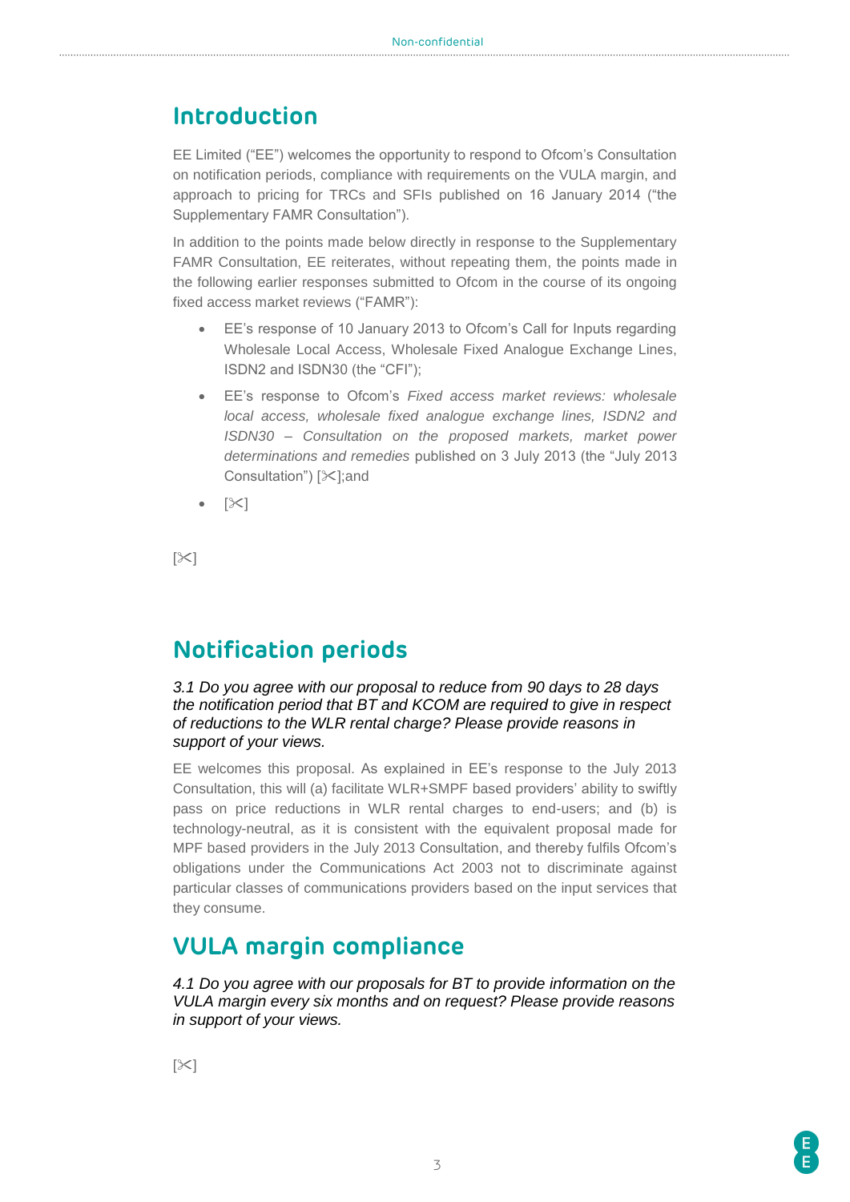## Introduction

EE Limited ("EE") welcomes the opportunity to respond to Ofcom's Consultation on notification periods, compliance with requirements on the VULA margin, and approach to pricing for TRCs and SFIs published on 16 January 2014 ("the Supplementary FAMR Consultation").

In addition to the points made below directly in response to the Supplementary FAMR Consultation, EE reiterates, without repeating them, the points made in the following earlier responses submitted to Ofcom in the course of its ongoing fixed access market reviews ("FAMR"):

- EE's response of 10 January 2013 to Ofcom's Call for Inputs regarding Wholesale Local Access, Wholesale Fixed Analogue Exchange Lines, ISDN2 and ISDN30 (the "CFI");
- EE's response to Ofcom's *Fixed access market reviews: wholesale local access, wholesale fixed analogue exchange lines, ISDN2 and ISDN30 – Consultation on the proposed markets, market power determinations and remedies* published on 3 July 2013 (the "July 2013 Consultation") [✂];and
- [✂]

[✂]

## Notification periods

*3.1 Do you agree with our proposal to reduce from 90 days to 28 days the notification period that BT and KCOM are required to give in respect of reductions to the WLR rental charge? Please provide reasons in support of your views.*

EE welcomes this proposal. As explained in EE's response to the July 2013 Consultation, this will (a) facilitate WLR+SMPF based providers' ability to swiftly pass on price reductions in WLR rental charges to end-users; and (b) is technology-neutral, as it is consistent with the equivalent proposal made for MPF based providers in the July 2013 Consultation, and thereby fulfils Ofcom's obligations under the Communications Act 2003 not to discriminate against particular classes of communications providers based on the input services that they consume.

## VULA margin compliance

*4.1 Do you agree with our proposals for BT to provide information on the VULA margin every six months and on request? Please provide reasons in support of your views.*

[✂]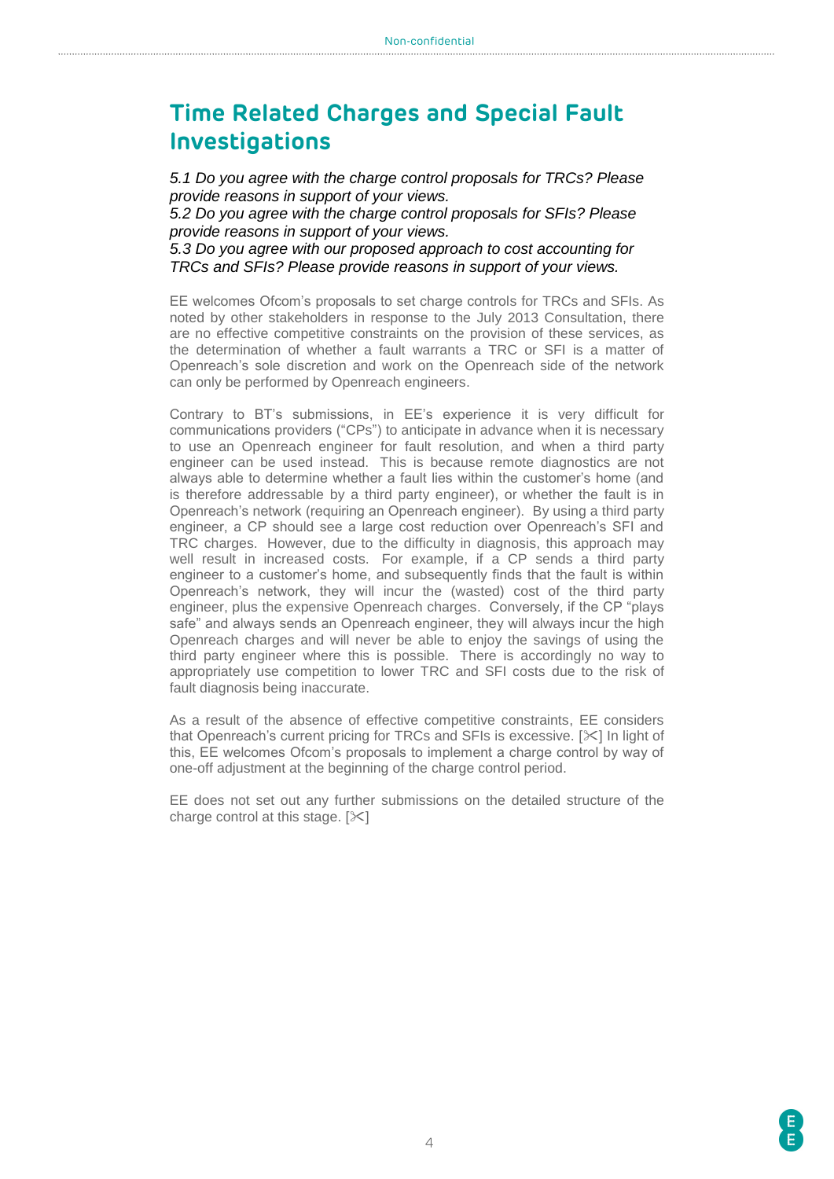# Time Related Charges and Special Fault Investigations

*5.1 Do you agree with the charge control proposals for TRCs? Please provide reasons in support of your views.*
*5.2 Do you agree with the charge control proposals for SFIs? Please provide reasons in support of your views.*
*5.3 Do you agree with our proposed approach to cost accounting for TRCs and SFIs? Please provide reasons in support of your views.*

EE welcomes Ofcom's proposals to set charge controls for TRCs and SFIs. As noted by other stakeholders in response to the July 2013 Consultation, there are no effective competitive constraints on the provision of these services, as the determination of whether a fault warrants a TRC or SFI is a matter of Openreach's sole discretion and work on the Openreach side of the network can only be performed by Openreach engineers.

Contrary to BT's submissions, in EE's experience it is very difficult for communications providers ("CPs") to anticipate in advance when it is necessary to use an Openreach engineer for fault resolution, and when a third party engineer can be used instead. This is because remote diagnostics are not always able to determine whether a fault lies within the customer's home (and is therefore addressable by a third party engineer), or whether the fault is in Openreach's network (requiring an Openreach engineer). By using a third party engineer, a CP should see a large cost reduction over Openreach's SFI and TRC charges. However, due to the difficulty in diagnosis, this approach may well result in increased costs. For example, if a CP sends a third party engineer to a customer's home, and subsequently finds that the fault is within Openreach's network, they will incur the (wasted) cost of the third party engineer, plus the expensive Openreach charges. Conversely, if the CP "plays safe" and always sends an Openreach engineer, they will always incur the high Openreach charges and will never be able to enjoy the savings of using the third party engineer where this is possible. There is accordingly no way to appropriately use competition to lower TRC and SFI costs due to the risk of fault diagnosis being inaccurate.

As a result of the absence of effective competitive constraints, EE considers that Openreach's current pricing for TRCs and SFIs is excessive. [✄] In light of this, EE welcomes Ofcom's proposals to implement a charge control by way of one-off adjustment at the beginning of the charge control period.

EE does not set out any further submissions on the detailed structure of the charge control at this stage. [✄]